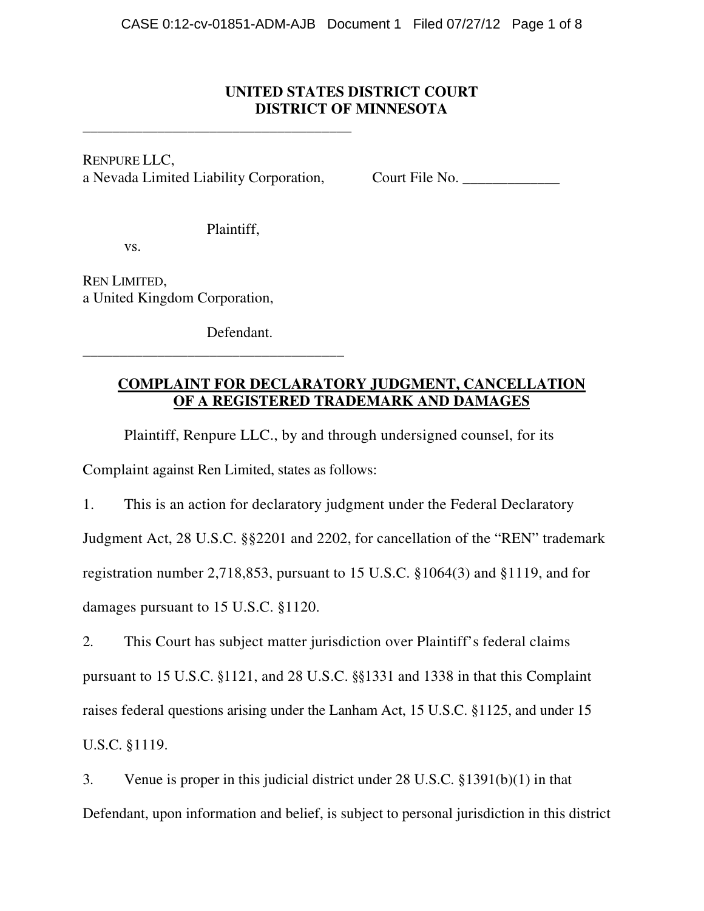**UNITED STATES DISTRICT COURT**
**DISTRICT OF MINNESOTA**

___________________________________

RENPURE LLC,
a Nevada Limited Liability Corporation, Court File No. _____________

Plaintiff,

vs.

REN LIMITED,
a United Kingdom Corporation,

Defendant.

___________________________________

**COMPLAINT FOR DECLARATORY JUDGMENT, CANCELLATION OF A REGISTERED TRADEMARK AND DAMAGES**

Plaintiff, Renpure LLC., by and through undersigned counsel, for its Complaint against Ren Limited, states as follows:

1. This is an action for declaratory judgment under the Federal Declaratory Judgment Act, 28 U.S.C. §§2201 and 2202, for cancellation of the "REN" trademark registration number 2,718,853, pursuant to 15 U.S.C. §1064(3) and §1119, and for damages pursuant to 15 U.S.C. §1120.

2. This Court has subject matter jurisdiction over Plaintiff's federal claims pursuant to 15 U.S.C. §1121, and 28 U.S.C. §§1331 and 1338 in that this Complaint raises federal questions arising under the Lanham Act, 15 U.S.C. §1125, and under 15 U.S.C. §1119.

3. Venue is proper in this judicial district under 28 U.S.C. §1391(b)(1) in that Defendant, upon information and belief, is subject to personal jurisdiction in this district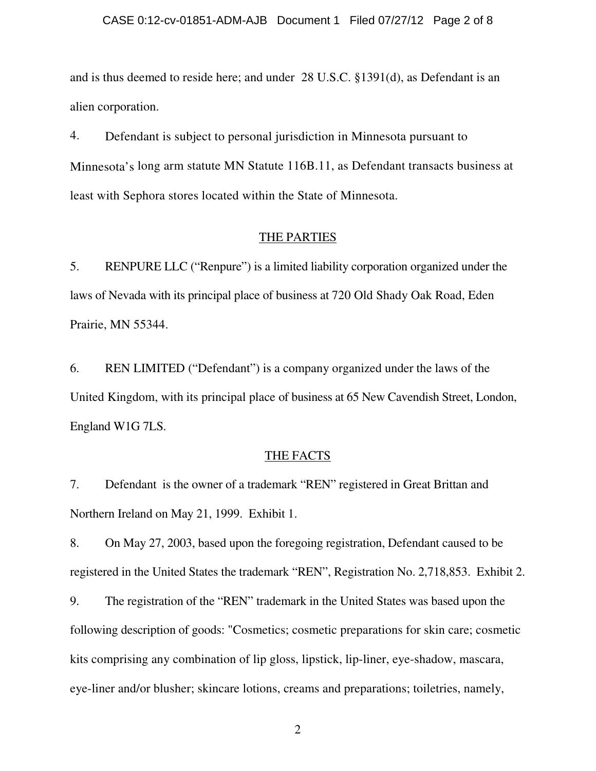and is thus deemed to reside here; and under 28 U.S.C. §1391(d), as Defendant is an alien corporation.

4. Defendant is subject to personal jurisdiction in Minnesota pursuant to Minnesota's long arm statute MN Statute 116B.11, as Defendant transacts business at least with Sephora stores located within the State of Minnesota.

## THE PARTIES

5. RENPURE LLC ("Renpure") is a limited liability corporation organized under the laws of Nevada with its principal place of business at 720 Old Shady Oak Road, Eden Prairie, MN 55344.

6. REN LIMITED ("Defendant") is a company organized under the laws of the United Kingdom, with its principal place of business at 65 New Cavendish Street, London, England W1G 7LS.

## THE FACTS

7. Defendant is the owner of a trademark "REN" registered in Great Brittan and Northern Ireland on May 21, 1999. Exhibit 1.

8. On May 27, 2003, based upon the foregoing registration, Defendant caused to be registered in the United States the trademark "REN", Registration No. 2,718,853. Exhibit 2.

9. The registration of the "REN" trademark in the United States was based upon the following description of goods: "Cosmetics; cosmetic preparations for skin care; cosmetic kits comprising any combination of lip gloss, lipstick, lip-liner, eye-shadow, mascara, eye-liner and/or blusher; skincare lotions, creams and preparations; toiletries, namely,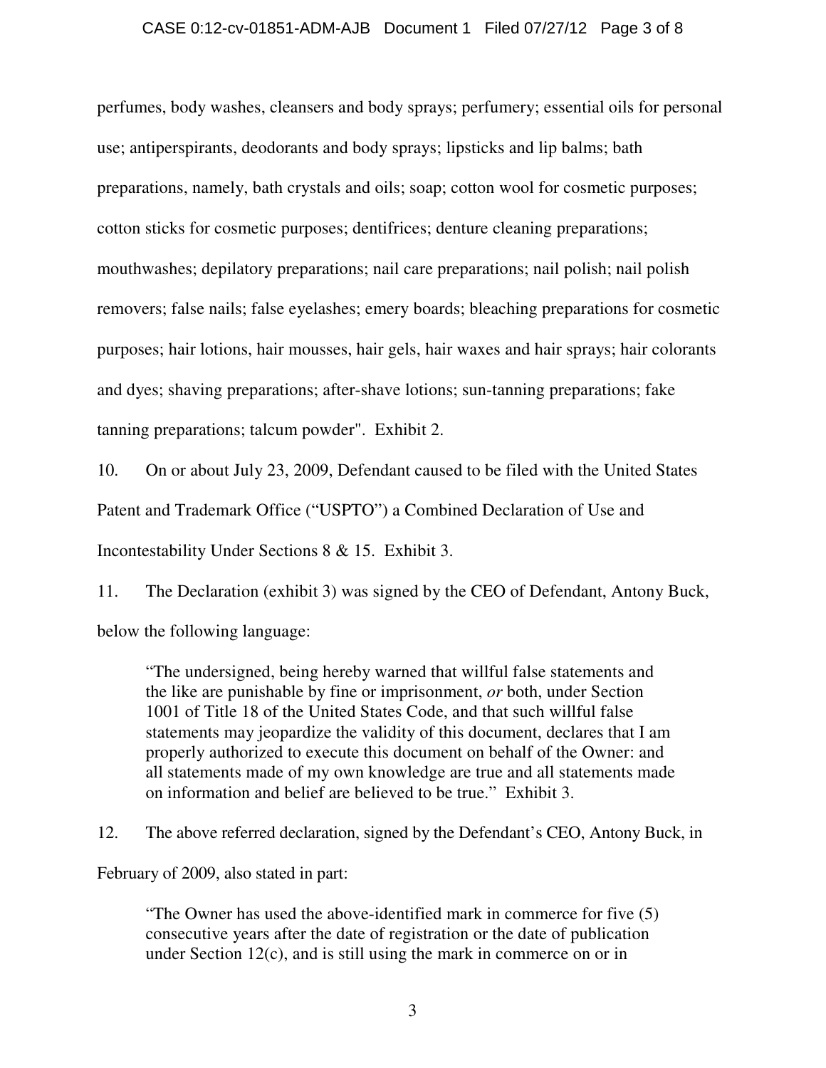perfumes, body washes, cleansers and body sprays; perfumery; essential oils for personal use; antiperspirants, deodorants and body sprays; lipsticks and lip balms; bath preparations, namely, bath crystals and oils; soap; cotton wool for cosmetic purposes; cotton sticks for cosmetic purposes; dentifrices; denture cleaning preparations; mouthwashes; depilatory preparations; nail care preparations; nail polish; nail polish removers; false nails; false eyelashes; emery boards; bleaching preparations for cosmetic purposes; hair lotions, hair mousses, hair gels, hair waxes and hair sprays; hair colorants and dyes; shaving preparations; after-shave lotions; sun-tanning preparations; fake tanning preparations; talcum powder". Exhibit 2.

10. On or about July 23, 2009, Defendant caused to be filed with the United States Patent and Trademark Office ("USPTO") a Combined Declaration of Use and Incontestability Under Sections 8 & 15. Exhibit 3.

11. The Declaration (exhibit 3) was signed by the CEO of Defendant, Antony Buck, below the following language:

> "The undersigned, being hereby warned that willful false statements and the like are punishable by fine or imprisonment, *or* both, under Section 1001 of Title 18 of the United States Code, and that such willful false statements may jeopardize the validity of this document, declares that I am properly authorized to execute this document on behalf of the Owner: and all statements made of my own knowledge are true and all statements made on information and belief are believed to be true." Exhibit 3.

12. The above referred declaration, signed by the Defendant's CEO, Antony Buck, in February of 2009, also stated in part:

> "The Owner has used the above-identified mark in commerce for five (5) consecutive years after the date of registration or the date of publication under Section 12(c), and is still using the mark in commerce on or in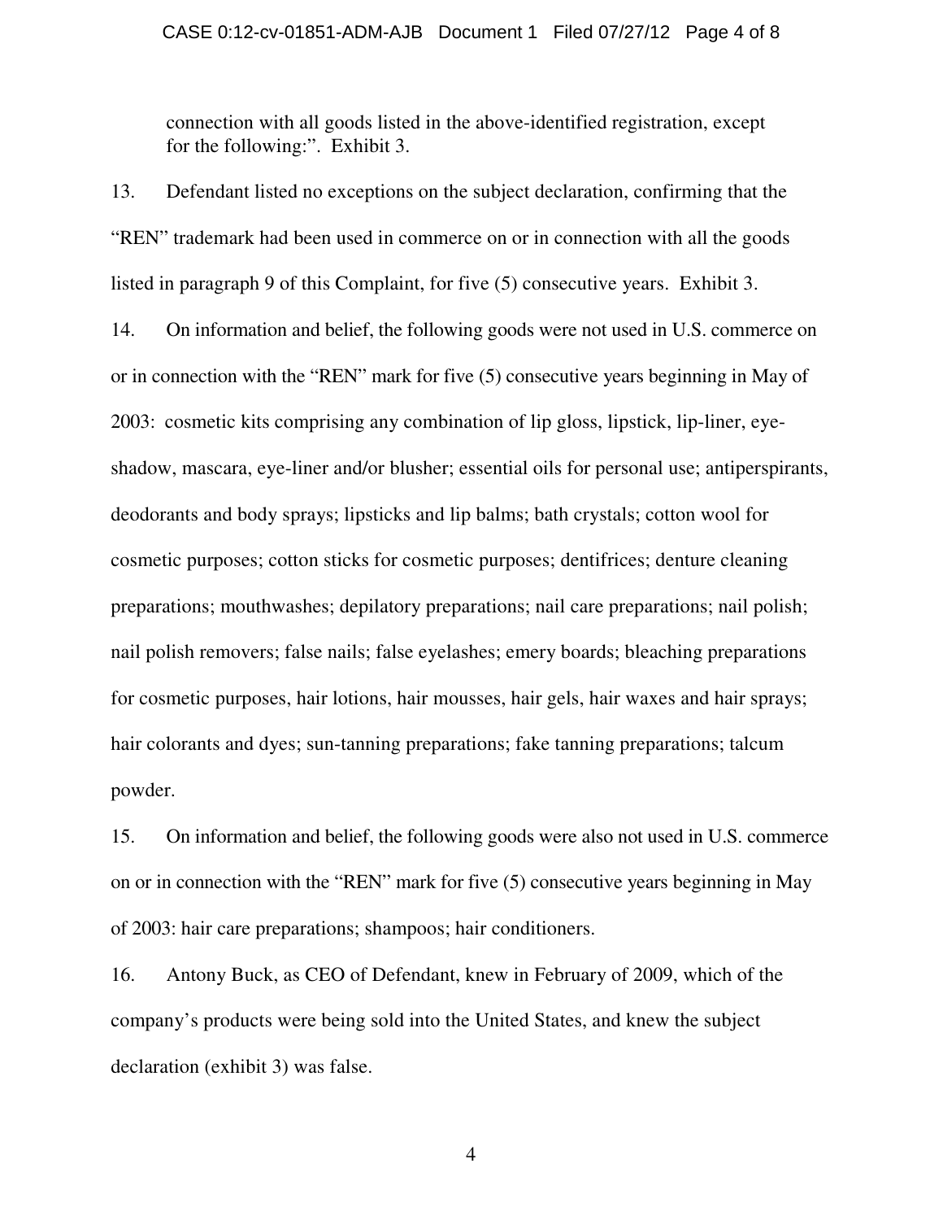connection with all goods listed in the above-identified registration, except for the following:". Exhibit 3.

13. Defendant listed no exceptions on the subject declaration, confirming that the "REN" trademark had been used in commerce on or in connection with all the goods listed in paragraph 9 of this Complaint, for five (5) consecutive years. Exhibit 3.

14. On information and belief, the following goods were not used in U.S. commerce on or in connection with the "REN" mark for five (5) consecutive years beginning in May of 2003: cosmetic kits comprising any combination of lip gloss, lipstick, lip-liner, eye-shadow, mascara, eye-liner and/or blusher; essential oils for personal use; antiperspirants, deodorants and body sprays; lipsticks and lip balms; bath crystals; cotton wool for cosmetic purposes; cotton sticks for cosmetic purposes; dentifrices; denture cleaning preparations; mouthwashes; depilatory preparations; nail care preparations; nail polish; nail polish removers; false nails; false eyelashes; emery boards; bleaching preparations for cosmetic purposes, hair lotions, hair mousses, hair gels, hair waxes and hair sprays; hair colorants and dyes; sun-tanning preparations; fake tanning preparations; talcum powder.

15. On information and belief, the following goods were also not used in U.S. commerce on or in connection with the "REN" mark for five (5) consecutive years beginning in May of 2003: hair care preparations; shampoos; hair conditioners.

16. Antony Buck, as CEO of Defendant, knew in February of 2009, which of the company's products were being sold into the United States, and knew the subject declaration (exhibit 3) was false.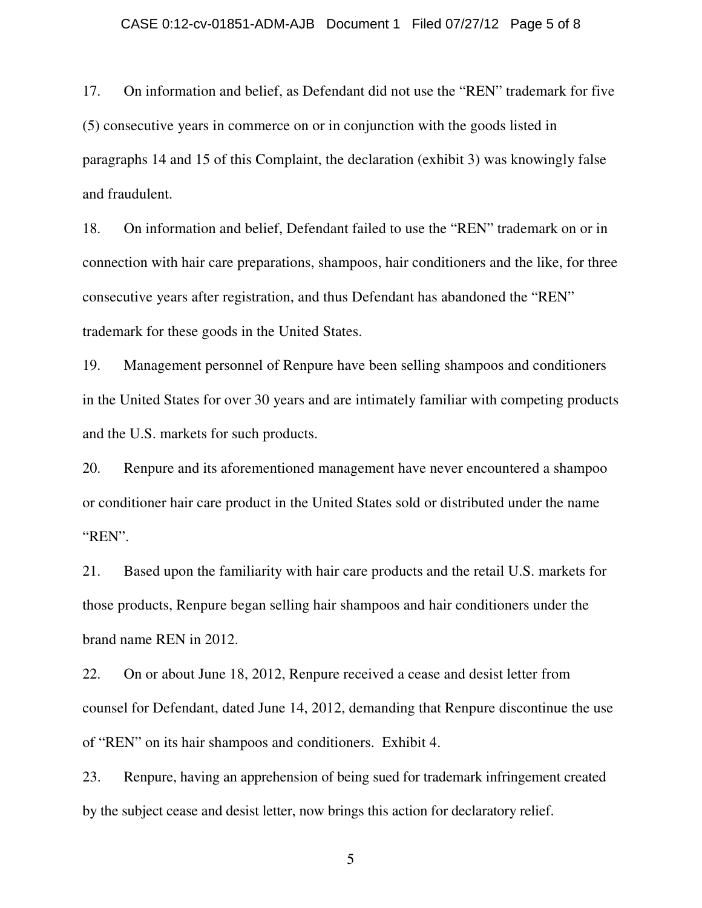17. On information and belief, as Defendant did not use the "REN" trademark for five (5) consecutive years in commerce on or in conjunction with the goods listed in paragraphs 14 and 15 of this Complaint, the declaration (exhibit 3) was knowingly false and fraudulent.

18. On information and belief, Defendant failed to use the "REN" trademark on or in connection with hair care preparations, shampoos, hair conditioners and the like, for three consecutive years after registration, and thus Defendant has abandoned the "REN" trademark for these goods in the United States.

19. Management personnel of Renpure have been selling shampoos and conditioners in the United States for over 30 years and are intimately familiar with competing products and the U.S. markets for such products.

20. Renpure and its aforementioned management have never encountered a shampoo or conditioner hair care product in the United States sold or distributed under the name "REN".

21. Based upon the familiarity with hair care products and the retail U.S. markets for those products, Renpure began selling hair shampoos and hair conditioners under the brand name REN in 2012.

22. On or about June 18, 2012, Renpure received a cease and desist letter from counsel for Defendant, dated June 14, 2012, demanding that Renpure discontinue the use of "REN" on its hair shampoos and conditioners. Exhibit 4.

23. Renpure, having an apprehension of being sued for trademark infringement created by the subject cease and desist letter, now brings this action for declaratory relief.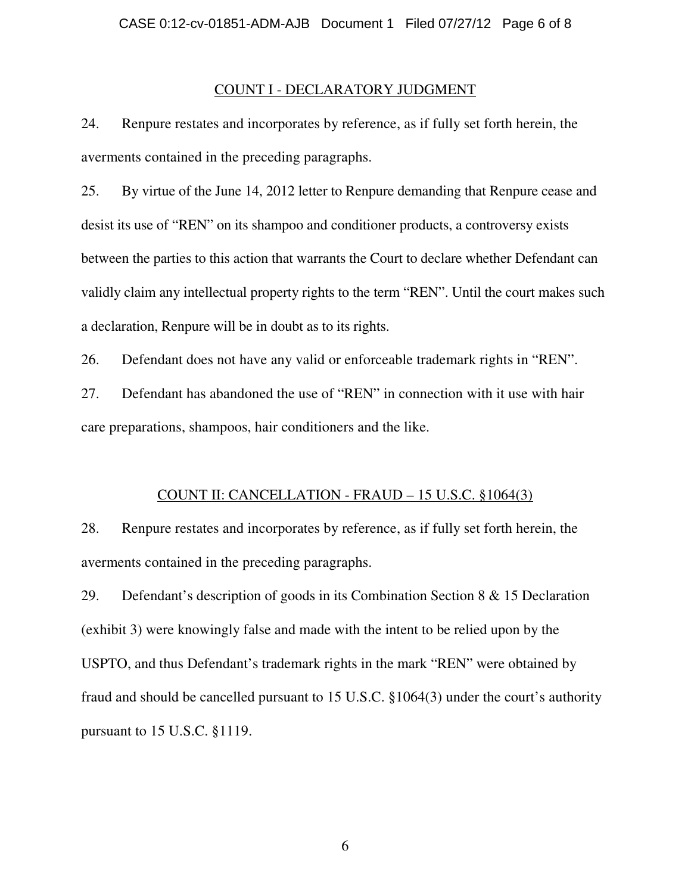## COUNT I - DECLARATORY JUDGMENT

24. Renpure restates and incorporates by reference, as if fully set forth herein, the averments contained in the preceding paragraphs.

25. By virtue of the June 14, 2012 letter to Renpure demanding that Renpure cease and desist its use of "REN" on its shampoo and conditioner products, a controversy exists between the parties to this action that warrants the Court to declare whether Defendant can validly claim any intellectual property rights to the term "REN". Until the court makes such a declaration, Renpure will be in doubt as to its rights.

26. Defendant does not have any valid or enforceable trademark rights in "REN".

27. Defendant has abandoned the use of "REN" in connection with it use with hair care preparations, shampoos, hair conditioners and the like.

## COUNT II: CANCELLATION - FRAUD – 15 U.S.C. §1064(3)

28. Renpure restates and incorporates by reference, as if fully set forth herein, the averments contained in the preceding paragraphs.

29. Defendant's description of goods in its Combination Section 8 & 15 Declaration (exhibit 3) were knowingly false and made with the intent to be relied upon by the USPTO, and thus Defendant's trademark rights in the mark "REN" were obtained by fraud and should be cancelled pursuant to 15 U.S.C. §1064(3) under the court's authority pursuant to 15 U.S.C. §1119.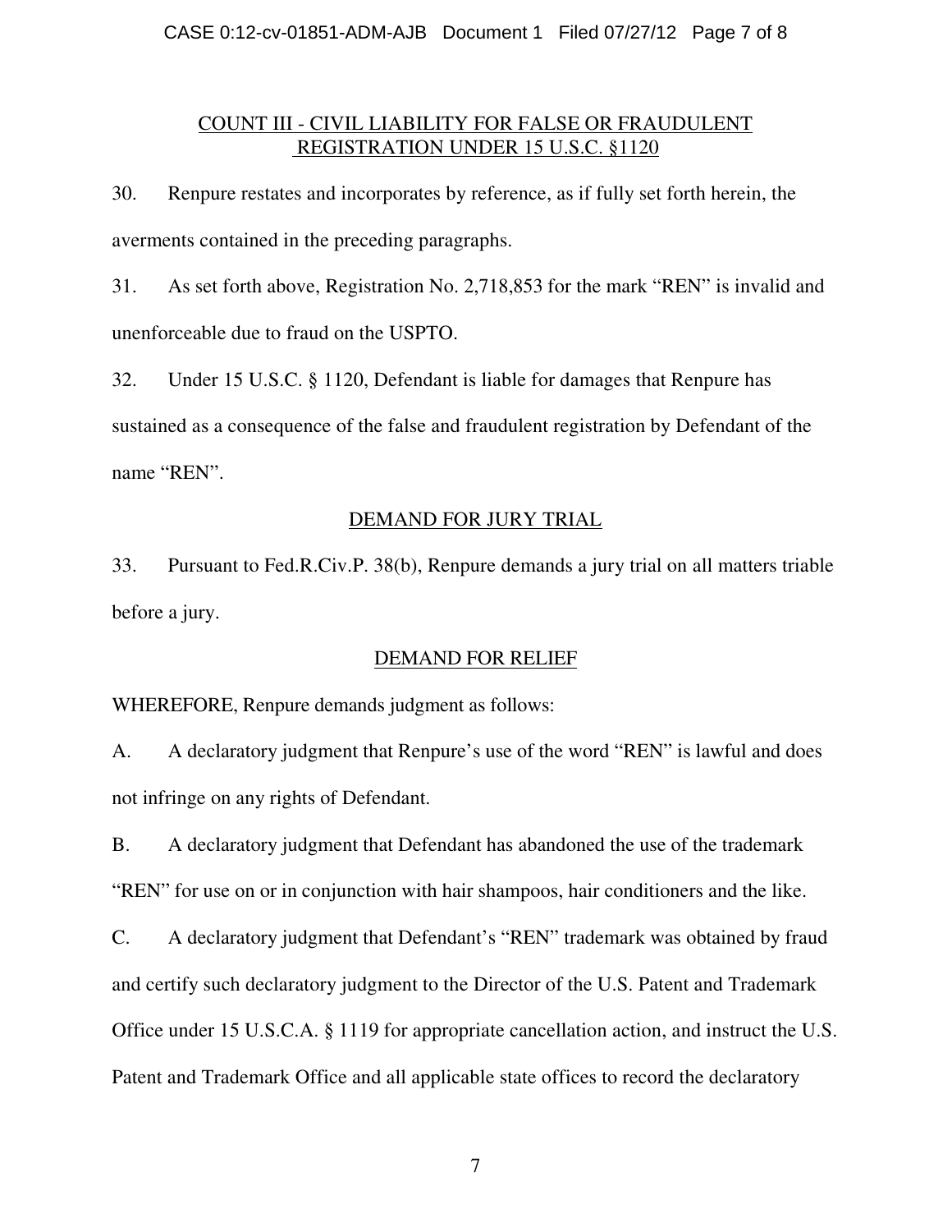## COUNT III - CIVIL LIABILITY FOR FALSE OR FRAUDULENT REGISTRATION UNDER 15 U.S.C. §1120

30. Renpure restates and incorporates by reference, as if fully set forth herein, the averments contained in the preceding paragraphs.

31. As set forth above, Registration No. 2,718,853 for the mark "REN" is invalid and unenforceable due to fraud on the USPTO.

32. Under 15 U.S.C. § 1120, Defendant is liable for damages that Renpure has sustained as a consequence of the false and fraudulent registration by Defendant of the name "REN".

## DEMAND FOR JURY TRIAL

33. Pursuant to Fed.R.Civ.P. 38(b), Renpure demands a jury trial on all matters triable before a jury.

## DEMAND FOR RELIEF

WHEREFORE, Renpure demands judgment as follows:

A. A declaratory judgment that Renpure's use of the word "REN" is lawful and does not infringe on any rights of Defendant.

B. A declaratory judgment that Defendant has abandoned the use of the trademark "REN" for use on or in conjunction with hair shampoos, hair conditioners and the like.

C. A declaratory judgment that Defendant's "REN" trademark was obtained by fraud and certify such declaratory judgment to the Director of the U.S. Patent and Trademark Office under 15 U.S.C.A. § 1119 for appropriate cancellation action, and instruct the U.S. Patent and Trademark Office and all applicable state offices to record the declaratory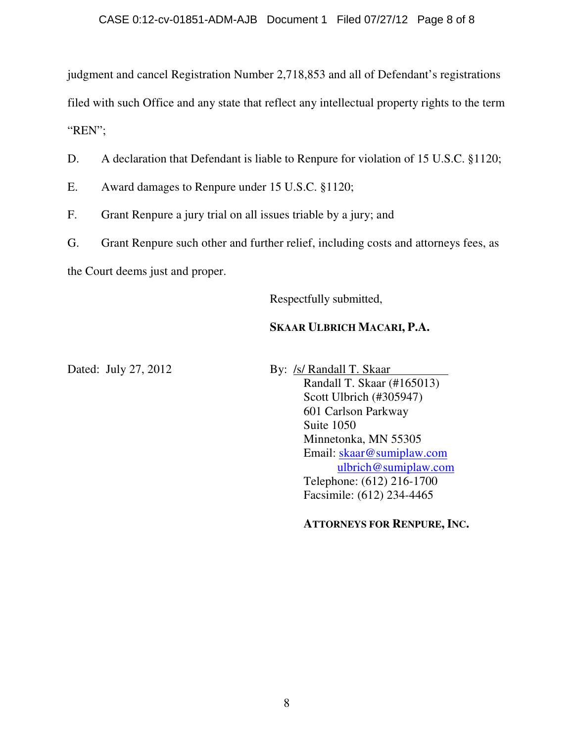judgment and cancel Registration Number 2,718,853 and all of Defendant's registrations filed with such Office and any state that reflect any intellectual property rights to the term "REN";

D. A declaration that Defendant is liable to Renpure for violation of 15 U.S.C. §1120;

E. Award damages to Renpure under 15 U.S.C. §1120;

F. Grant Renpure a jury trial on all issues triable by a jury; and

G. Grant Renpure such other and further relief, including costs and attorneys fees, as the Court deems just and proper.

Respectfully submitted,

**SKAAR ULBRICH MACARI, P.A.**

Dated: July 27, 2012

By: /s/ Randall T. Skaar
Randall T. Skaar (#165013)
Scott Ulbrich (#305947)
601 Carlson Parkway
Suite 1050
Minnetonka, MN 55305
Email: skaar@sumiplaw.com
ulbrich@sumiplaw.com
Telephone: (612) 216-1700
Facsimile: (612) 234-4465

**ATTORNEYS FOR RENPURE, INC.**